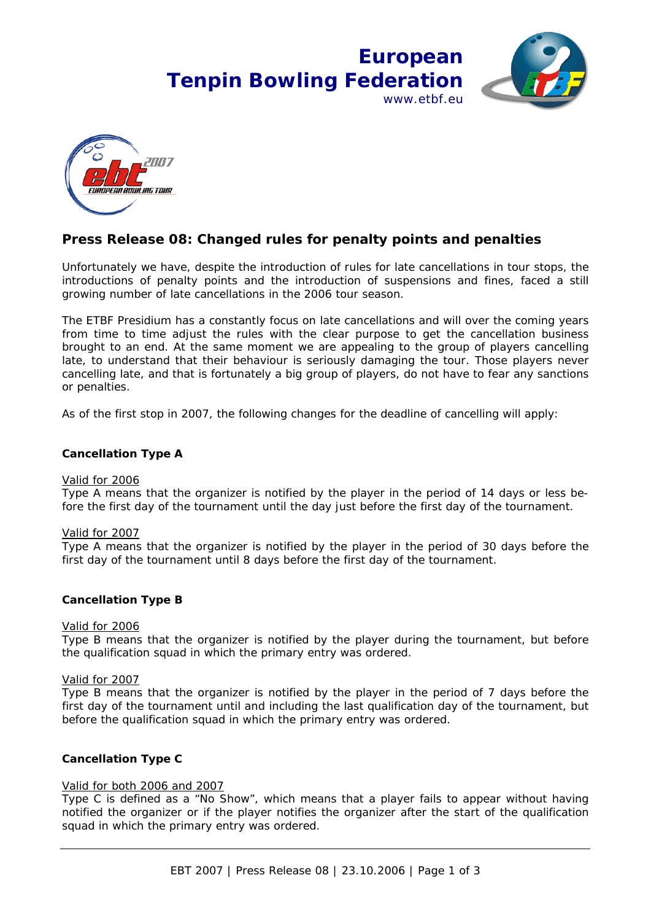European
Tenpin Bowling Federation
www.etbf.eu

## Press Release 08: Changed rules for penalty points and penalties

Unfortunately we have, despite the introduction of rules for late cancellations in tour stops, the introductions of penalty points and the introduction of suspensions and fines, faced a still growing number of late cancellations in the 2006 tour season.

The ETBF Presidium has a constantly focus on late cancellations and will over the coming years from time to time adjust the rules with the clear purpose to get the cancellation business brought to an end. At the same moment we are appealing to the group of players cancelling late, to understand that their behaviour is seriously damaging the tour. Those players never cancelling late, and that is fortunately a big group of players, do not have to fear any sanctions or penalties.

As of the first stop in 2007, the following changes for the deadline of cancelling will apply:

### Cancellation Type A

Valid for 2006
Type A means that the organizer is notified by the player in the period of 14 days or less before the first day of the tournament until the day just before the first day of the tournament.

Valid for 2007
Type A means that the organizer is notified by the player in the period of 30 days before the first day of the tournament until 8 days before the first day of the tournament.

### Cancellation Type B

Valid for 2006
Type B means that the organizer is notified by the player during the tournament, but before the qualification squad in which the primary entry was ordered.

Valid for 2007
Type B means that the organizer is notified by the player in the period of 7 days before the first day of the tournament until and including the last qualification day of the tournament, but before the qualification squad in which the primary entry was ordered.

### Cancellation Type C

Valid for both 2006 and 2007
Type C is defined as a "No Show", which means that a player fails to appear without having notified the organizer or if the player notifies the organizer after the start of the qualification squad in which the primary entry was ordered.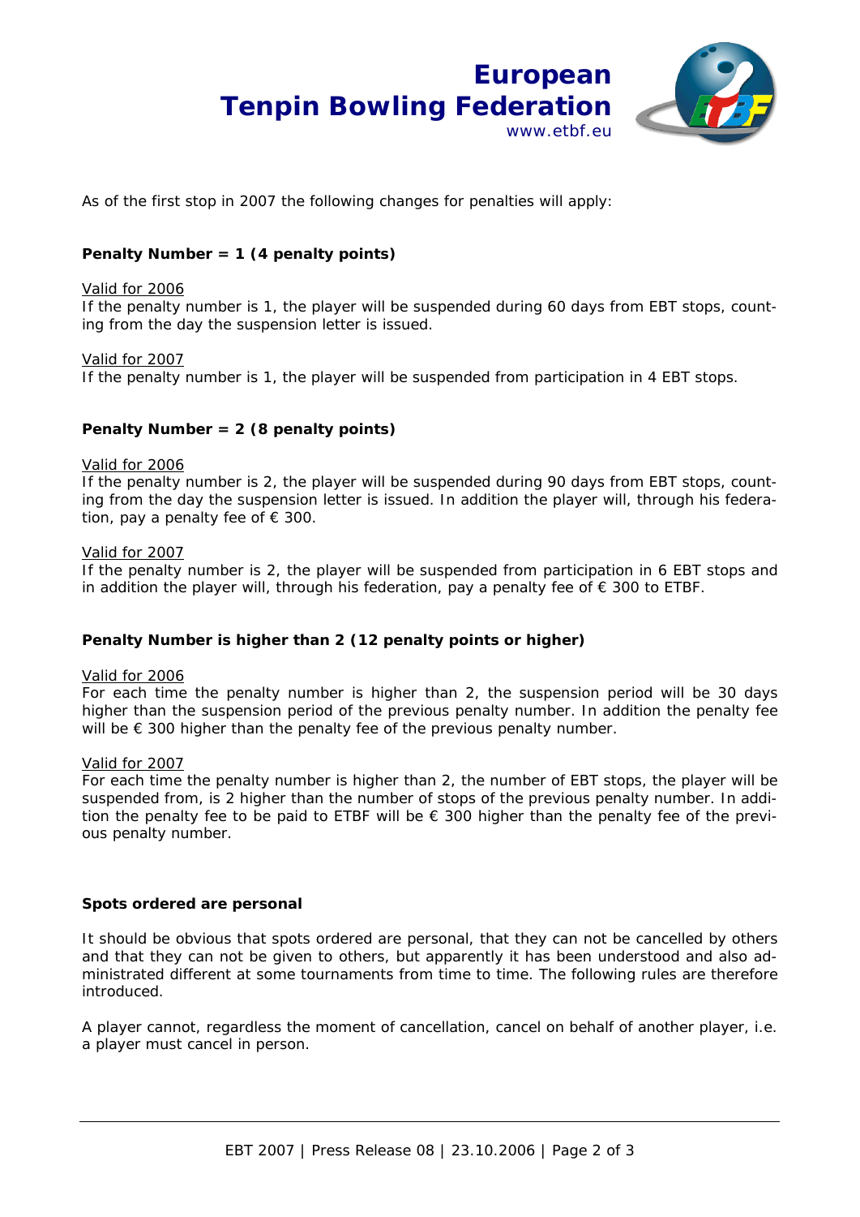As of the first stop in 2007 the following changes for penalties will apply:

**Penalty Number = 1 (4 penalty points)**

Valid for 2006

If the penalty number is 1, the player will be suspended during 60 days from EBT stops, counting from the day the suspension letter is issued.

Valid for 2007

If the penalty number is 1, the player will be suspended from participation in 4 EBT stops.

**Penalty Number = 2 (8 penalty points)**

Valid for 2006

If the penalty number is 2, the player will be suspended during 90 days from EBT stops, counting from the day the suspension letter is issued. In addition the player will, through his federation, pay a penalty fee of € 300.

Valid for 2007

If the penalty number is 2, the player will be suspended from participation in 6 EBT stops and in addition the player will, through his federation, pay a penalty fee of € 300 to ETBF.

**Penalty Number is higher than 2 (12 penalty points or higher)**

Valid for 2006

For each time the penalty number is higher than 2, the suspension period will be 30 days higher than the suspension period of the previous penalty number. In addition the penalty fee will be € 300 higher than the penalty fee of the previous penalty number.

Valid for 2007

For each time the penalty number is higher than 2, the number of EBT stops, the player will be suspended from, is 2 higher than the number of stops of the previous penalty number. In addition the penalty fee to be paid to ETBF will be € 300 higher than the penalty fee of the previous penalty number.

**Spots ordered are personal**

It should be obvious that spots ordered are personal, that they can not be cancelled by others and that they can not be given to others, but apparently it has been understood and also administrated different at some tournaments from time to time. The following rules are therefore introduced.

A player cannot, regardless the moment of cancellation, cancel on behalf of another player, i.e. a player must cancel in person.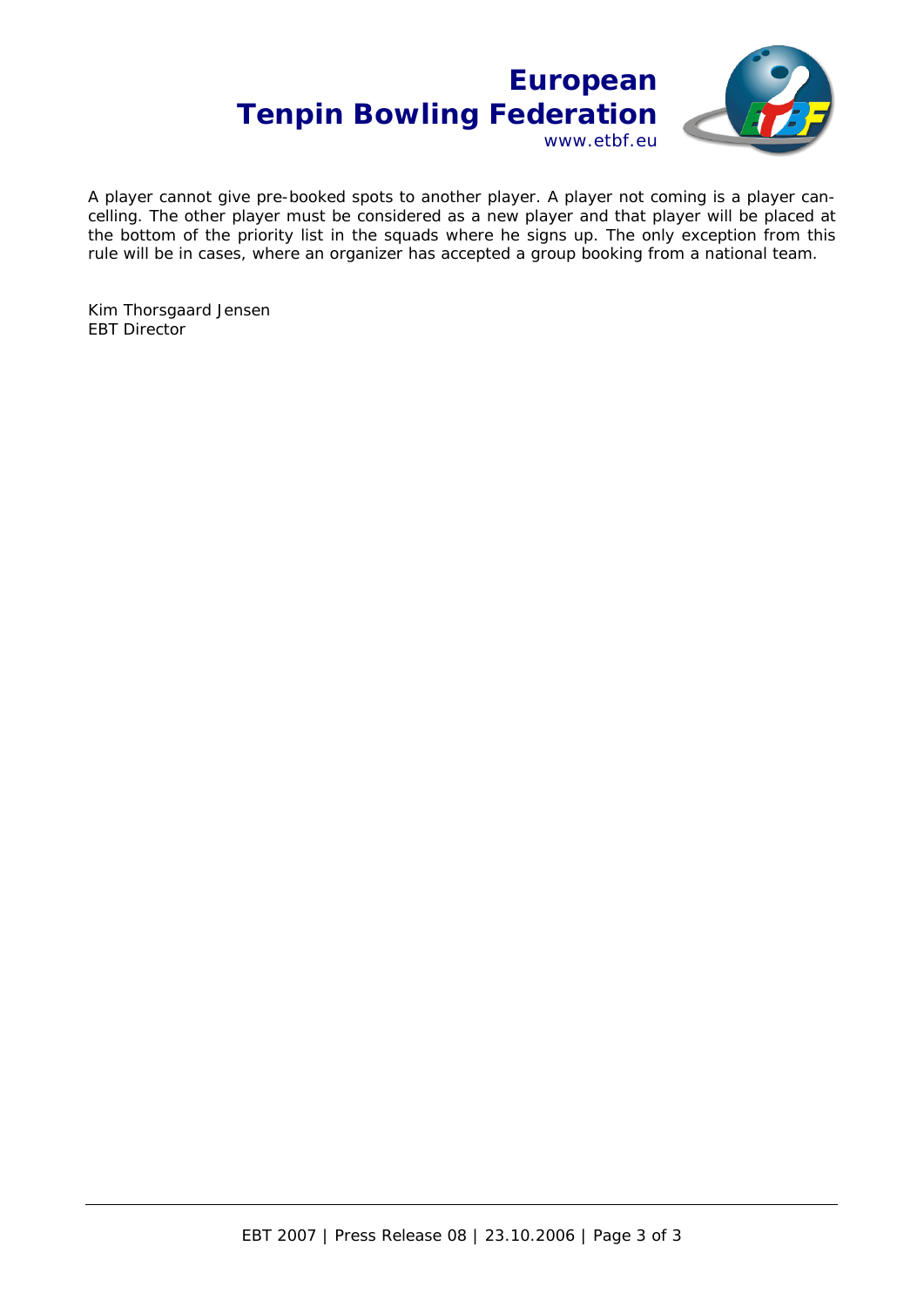A player cannot give pre-booked spots to another player. A player not coming is a player cancelling. The other player must be considered as a new player and that player will be placed at the bottom of the priority list in the squads where he signs up. The only exception from this rule will be in cases, where an organizer has accepted a group booking from a national team.

Kim Thorsgaard Jensen
EBT Director